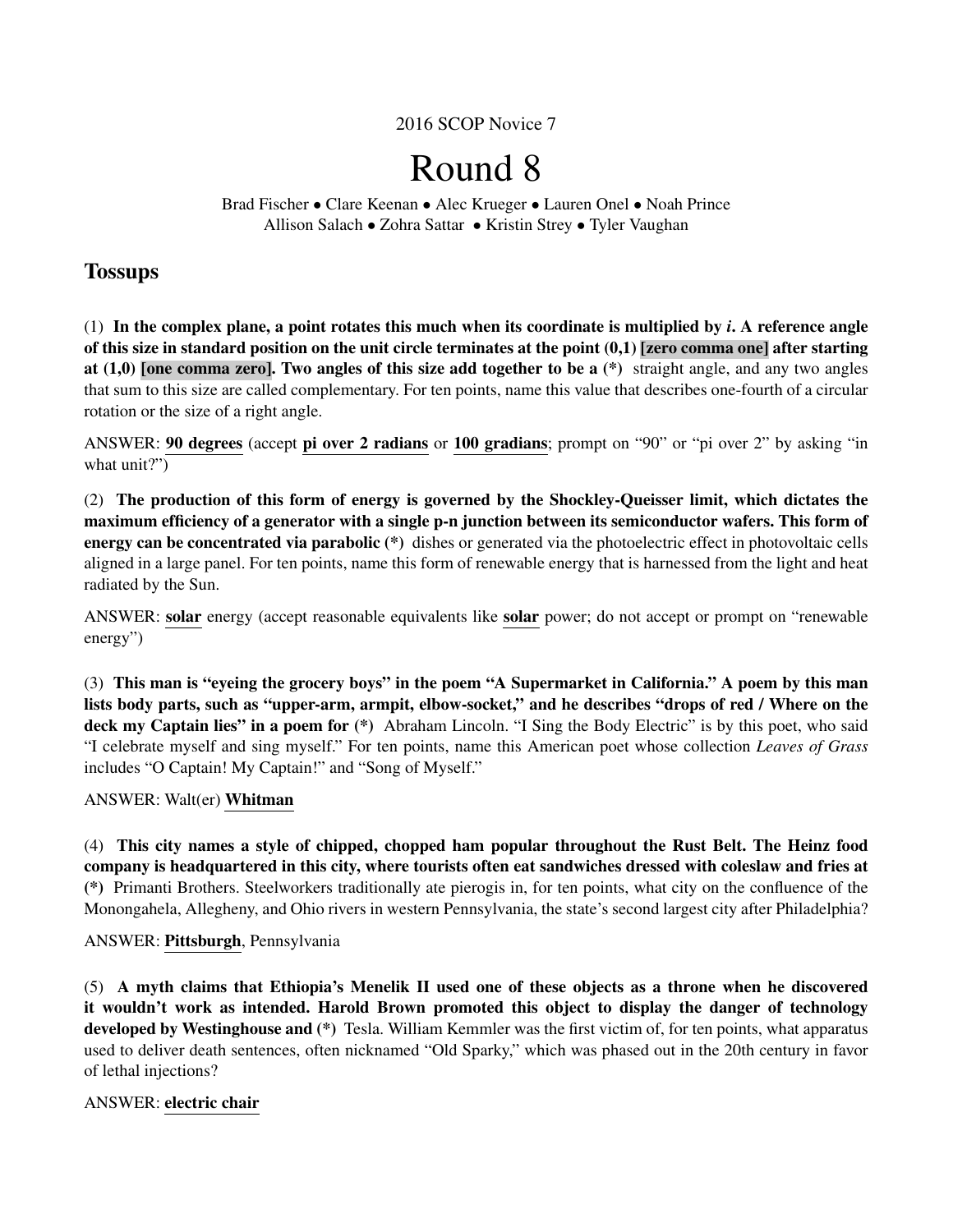2016 SCOP Novice 7

# Round 8

Brad Fischer • Clare Keenan • Alec Krueger • Lauren Onel • Noah Prince
Allison Salach • Zohra Sattar • Kristin Strey • Tyler Vaughan

## Tossups

(1) **In the complex plane, a point rotates this much when its coordinate is multiplied by *i*. A reference angle of this size in standard position on the unit circle terminates at the point (0,1) [zero comma one] after starting at (1,0) [one comma zero]. Two angles of this size add together to be a (*)** straight angle, and any two angles that sum to this size are called complementary. For ten points, name this value that describes one-fourth of a circular rotation or the size of a right angle.

ANSWER: **90 degrees** (accept **pi over 2 radians** or **100 gradians**; prompt on "90" or "pi over 2" by asking "in what unit?")

(2) **The production of this form of energy is governed by the Shockley-Queisser limit, which dictates the maximum efficiency of a generator with a single p-n junction between its semiconductor wafers. This form of energy can be concentrated via parabolic (*)** dishes or generated via the photoelectric effect in photovoltaic cells aligned in a large panel. For ten points, name this form of renewable energy that is harnessed from the light and heat radiated by the Sun.

ANSWER: **solar** energy (accept reasonable equivalents like **solar** power; do not accept or prompt on "renewable energy")

(3) **This man is "eyeing the grocery boys" in the poem "A Supermarket in California." A poem by this man lists body parts, such as "upper-arm, armpit, elbow-socket," and he describes "drops of red / Where on the deck my Captain lies" in a poem for (*)** Abraham Lincoln. "I Sing the Body Electric" is by this poet, who said "I celebrate myself and sing myself." For ten points, name this American poet whose collection *Leaves of Grass* includes "O Captain! My Captain!" and "Song of Myself."

ANSWER: Walt(er) **Whitman**

(4) **This city names a style of chipped, chopped ham popular throughout the Rust Belt. The Heinz food company is headquartered in this city, where tourists often eat sandwiches dressed with coleslaw and fries at (*)** Primanti Brothers. Steelworkers traditionally ate pierogis in, for ten points, what city on the confluence of the Monongahela, Allegheny, and Ohio rivers in western Pennsylvania, the state's second largest city after Philadelphia?

ANSWER: **Pittsburgh**, Pennsylvania

(5) **A myth claims that Ethiopia's Menelik II used one of these objects as a throne when he discovered it wouldn't work as intended. Harold Brown promoted this object to display the danger of technology developed by Westinghouse and (*)** Tesla. William Kemmler was the first victim of, for ten points, what apparatus used to deliver death sentences, often nicknamed "Old Sparky," which was phased out in the 20th century in favor of lethal injections?

ANSWER: **electric chair**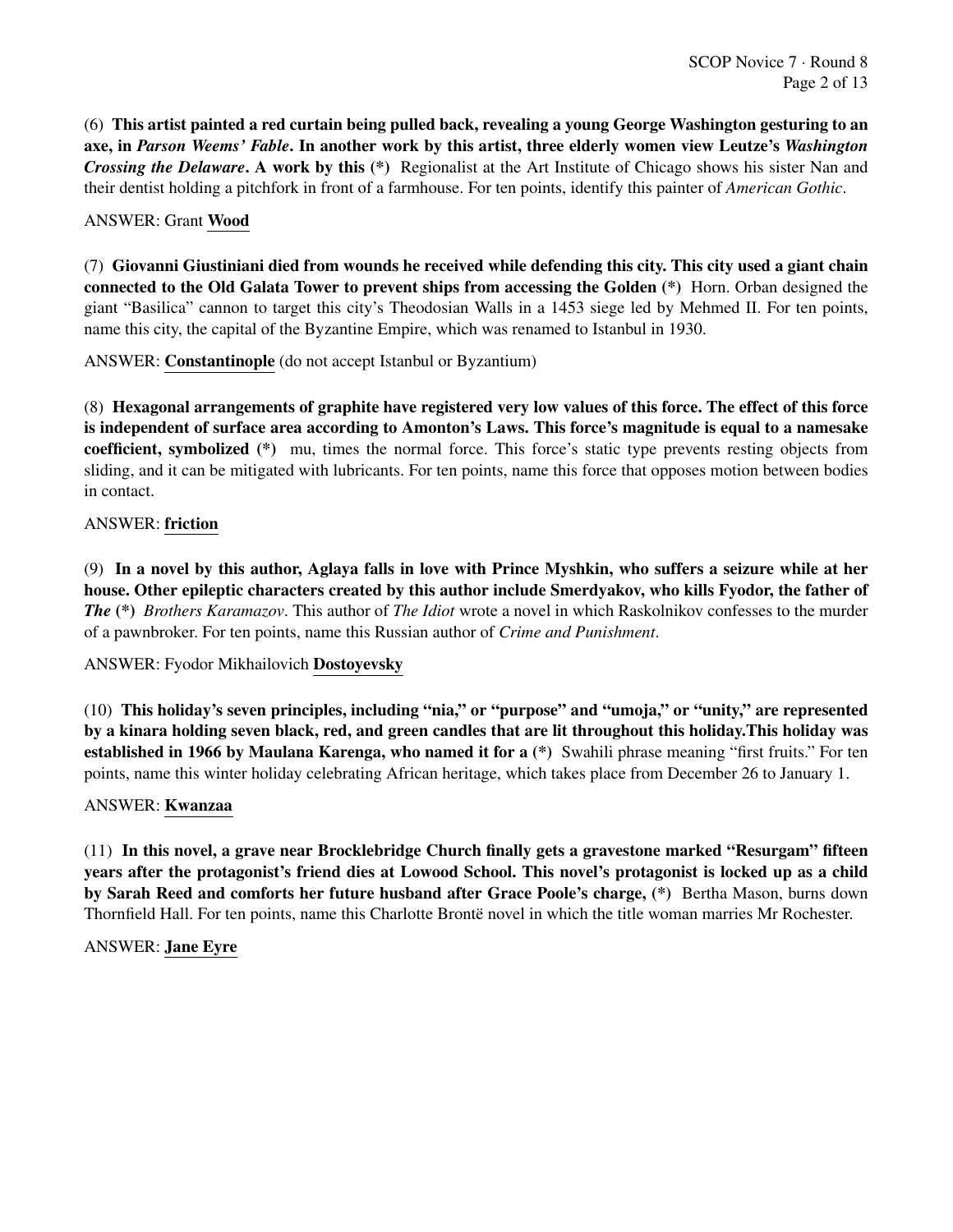(6) **This artist painted a red curtain being pulled back, revealing a young George Washington gesturing to an axe, in *Parson Weems' Fable*. In another work by this artist, three elderly women view Leutze's *Washington Crossing the Delaware*. A work by this (*)** Regionalist at the Art Institute of Chicago shows his sister Nan and their dentist holding a pitchfork in front of a farmhouse. For ten points, identify this painter of *American Gothic*.

ANSWER: Grant **Wood**

(7) **Giovanni Giustiniani died from wounds he received while defending this city. This city used a giant chain connected to the Old Galata Tower to prevent ships from accessing the Golden (*)** Horn. Orban designed the giant "Basilica" cannon to target this city's Theodosian Walls in a 1453 siege led by Mehmed II. For ten points, name this city, the capital of the Byzantine Empire, which was renamed to Istanbul in 1930.

ANSWER: **Constantinople** (do not accept Istanbul or Byzantium)

(8) **Hexagonal arrangements of graphite have registered very low values of this force. The effect of this force is independent of surface area according to Amonton's Laws. This force's magnitude is equal to a namesake coefficient, symbolized (*)** mu, times the normal force. This force's static type prevents resting objects from sliding, and it can be mitigated with lubricants. For ten points, name this force that opposes motion between bodies in contact.

ANSWER: **friction**

(9) **In a novel by this author, Aglaya falls in love with Prince Myshkin, who suffers a seizure while at her house. Other epileptic characters created by this author include Smerdyakov, who kills Fyodor, the father of *The* (*)** *Brothers Karamazov*. This author of *The Idiot* wrote a novel in which Raskolnikov confesses to the murder of a pawnbroker. For ten points, name this Russian author of *Crime and Punishment*.

ANSWER: Fyodor Mikhailovich **Dostoyevsky**

(10) **This holiday's seven principles, including "nia," or "purpose" and "umoja," or "unity," are represented by a kinara holding seven black, red, and green candles that are lit throughout this holiday.This holiday was established in 1966 by Maulana Karenga, who named it for a (*)** Swahili phrase meaning "first fruits." For ten points, name this winter holiday celebrating African heritage, which takes place from December 26 to January 1.

ANSWER: **Kwanzaa**

(11) **In this novel, a grave near Brocklebridge Church finally gets a gravestone marked "Resurgam" fifteen years after the protagonist's friend dies at Lowood School. This novel's protagonist is locked up as a child by Sarah Reed and comforts her future husband after Grace Poole's charge, (*)** Bertha Mason, burns down Thornfield Hall. For ten points, name this Charlotte Brontë novel in which the title woman marries Mr Rochester.

ANSWER: **Jane Eyre**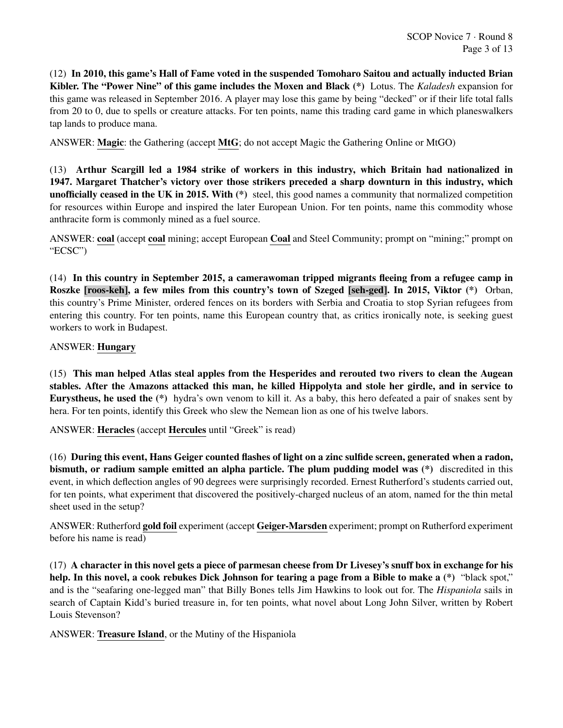(12) **In 2010, this game's Hall of Fame voted in the suspended Tomoharo Saitou and actually inducted Brian Kibler. The "Power Nine" of this game includes the Moxen and Black (*)** Lotus. The *Kaladesh* expansion for this game was released in September 2016. A player may lose this game by being "decked" or if their life total falls from 20 to 0, due to spells or creature attacks. For ten points, name this trading card game in which planeswalkers tap lands to produce mana.

ANSWER: **Magic**: the Gathering (accept **MtG**; do not accept Magic the Gathering Online or MtGO)

(13) **Arthur Scargill led a 1984 strike of workers in this industry, which Britain had nationalized in 1947. Margaret Thatcher's victory over those strikers preceded a sharp downturn in this industry, which unofficially ceased in the UK in 2015. With (*)** steel, this good names a community that normalized competition for resources within Europe and inspired the later European Union. For ten points, name this commodity whose anthracite form is commonly mined as a fuel source.

ANSWER: **coal** (accept **coal** mining; accept European **Coal** and Steel Community; prompt on "mining;" prompt on "ECSC")

(14) **In this country in September 2015, a camerawoman tripped migrants fleeing from a refugee camp in Roszke [roos-keh], a few miles from this country's town of Szeged [seh-ged]. In 2015, Viktor (*)** Orban, this country's Prime Minister, ordered fences on its borders with Serbia and Croatia to stop Syrian refugees from entering this country. For ten points, name this European country that, as critics ironically note, is seeking guest workers to work in Budapest.

ANSWER: **Hungary**

(15) **This man helped Atlas steal apples from the Hesperides and rerouted two rivers to clean the Augean stables. After the Amazons attacked this man, he killed Hippolyta and stole her girdle, and in service to Eurystheus, he used the (*)** hydra's own venom to kill it. As a baby, this hero defeated a pair of snakes sent by hera. For ten points, identify this Greek who slew the Nemean lion as one of his twelve labors.

ANSWER: **Heracles** (accept **Hercules** until "Greek" is read)

(16) **During this event, Hans Geiger counted flashes of light on a zinc sulfide screen, generated when a radon, bismuth, or radium sample emitted an alpha particle. The plum pudding model was (*)** discredited in this event, in which deflection angles of 90 degrees were surprisingly recorded. Ernest Rutherford's students carried out, for ten points, what experiment that discovered the positively-charged nucleus of an atom, named for the thin metal sheet used in the setup?

ANSWER: Rutherford **gold foil** experiment (accept **Geiger-Marsden** experiment; prompt on Rutherford experiment before his name is read)

(17) **A character in this novel gets a piece of parmesan cheese from Dr Livesey's snuff box in exchange for his help. In this novel, a cook rebukes Dick Johnson for tearing a page from a Bible to make a (*)** "black spot," and is the "seafaring one-legged man" that Billy Bones tells Jim Hawkins to look out for. The *Hispaniola* sails in search of Captain Kidd's buried treasure in, for ten points, what novel about Long John Silver, written by Robert Louis Stevenson?

ANSWER: **Treasure Island**, or the Mutiny of the Hispaniola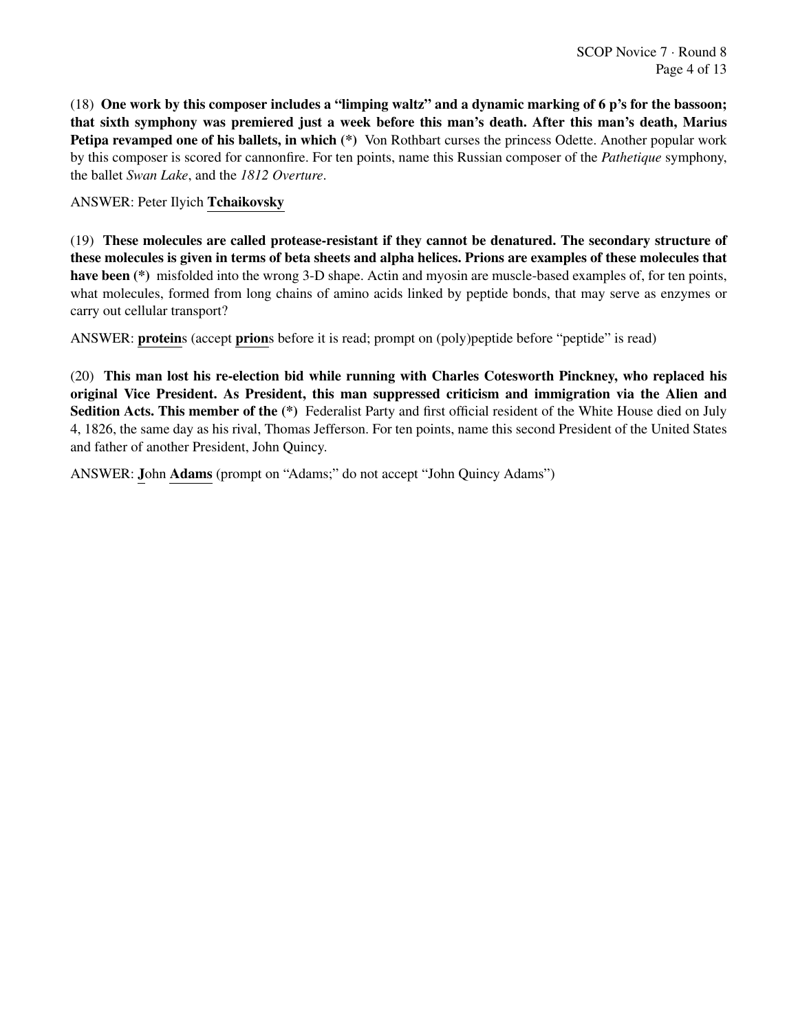(18) **One work by this composer includes a "limping waltz" and a dynamic marking of 6 p's for the bassoon; that sixth symphony was premiered just a week before this man's death. After this man's death, Marius Petipa revamped one of his ballets, in which (*)** Von Rothbart curses the princess Odette. Another popular work by this composer is scored for cannonfire. For ten points, name this Russian composer of the *Pathetique* symphony, the ballet *Swan Lake*, and the *1812 Overture*.

ANSWER: Peter Ilyich **Tchaikovsky**

(19) **These molecules are called protease-resistant if they cannot be denatured. The secondary structure of these molecules is given in terms of beta sheets and alpha helices. Prions are examples of these molecules that have been (*)** misfolded into the wrong 3-D shape. Actin and myosin are muscle-based examples of, for ten points, what molecules, formed from long chains of amino acids linked by peptide bonds, that may serve as enzymes or carry out cellular transport?

ANSWER: **protein**s (accept **prion**s before it is read; prompt on (poly)peptide before "peptide" is read)

(20) **This man lost his re-election bid while running with Charles Cotesworth Pinckney, who replaced his original Vice President. As President, this man suppressed criticism and immigration via the Alien and Sedition Acts. This member of the (*)** Federalist Party and first official resident of the White House died on July 4, 1826, the same day as his rival, Thomas Jefferson. For ten points, name this second President of the United States and father of another President, John Quincy.

ANSWER: **J**ohn **Adams** (prompt on "Adams;" do not accept "John Quincy Adams")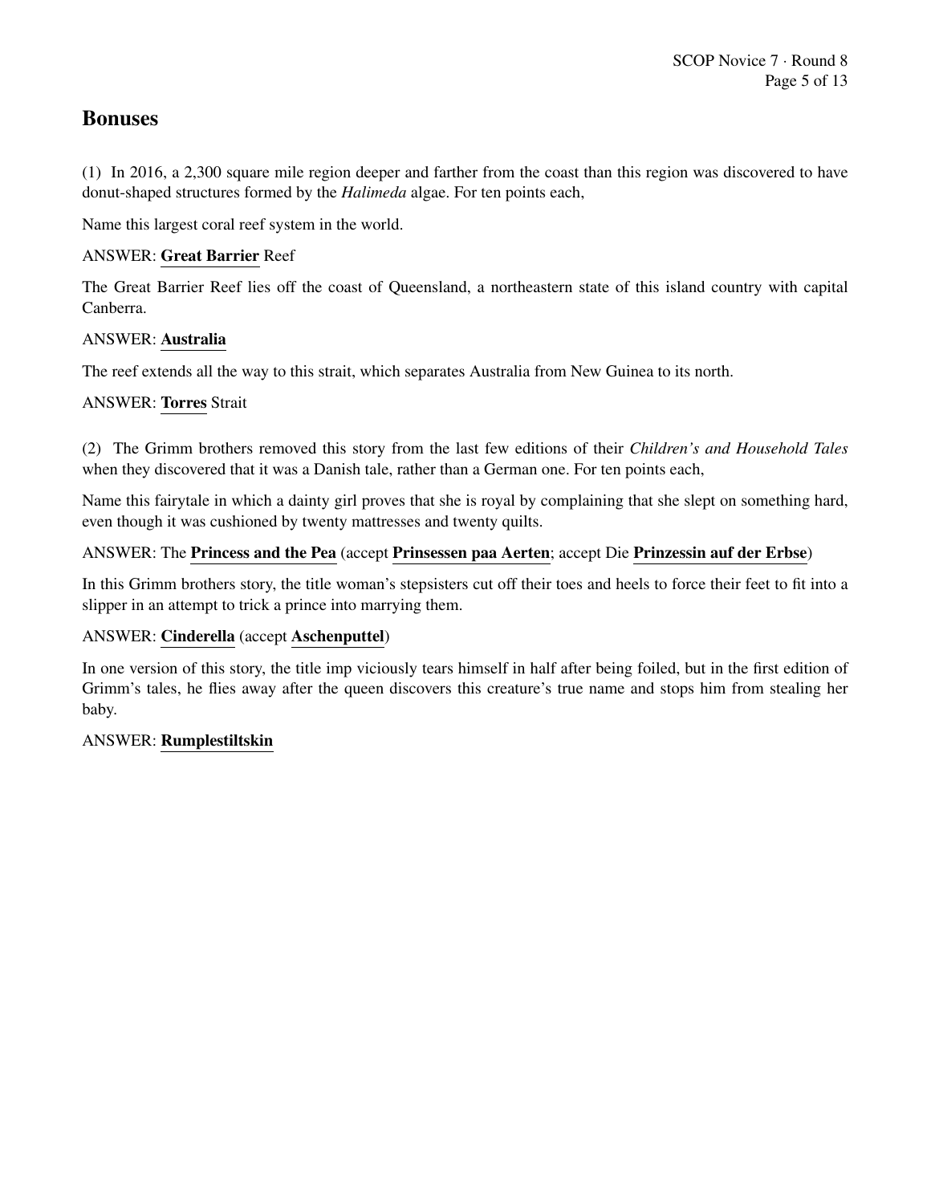# Bonuses

(1) In 2016, a 2,300 square mile region deeper and farther from the coast than this region was discovered to have donut-shaped structures formed by the *Halimeda* algae. For ten points each,

Name this largest coral reef system in the world.

ANSWER: **Great Barrier** Reef

The Great Barrier Reef lies off the coast of Queensland, a northeastern state of this island country with capital Canberra.

ANSWER: **Australia**

The reef extends all the way to this strait, which separates Australia from New Guinea to its north.

ANSWER: **Torres** Strait

(2) The Grimm brothers removed this story from the last few editions of their *Children's and Household Tales* when they discovered that it was a Danish tale, rather than a German one. For ten points each,

Name this fairytale in which a dainty girl proves that she is royal by complaining that she slept on something hard, even though it was cushioned by twenty mattresses and twenty quilts.

ANSWER: The **Princess and the Pea** (accept **Prinsessen paa Aerten**; accept Die **Prinzessin auf der Erbse**)

In this Grimm brothers story, the title woman's stepsisters cut off their toes and heels to force their feet to fit into a slipper in an attempt to trick a prince into marrying them.

ANSWER: **Cinderella** (accept **Aschenputtel**)

In one version of this story, the title imp viciously tears himself in half after being foiled, but in the first edition of Grimm's tales, he flies away after the queen discovers this creature's true name and stops him from stealing her baby.

ANSWER: **Rumplestiltskin**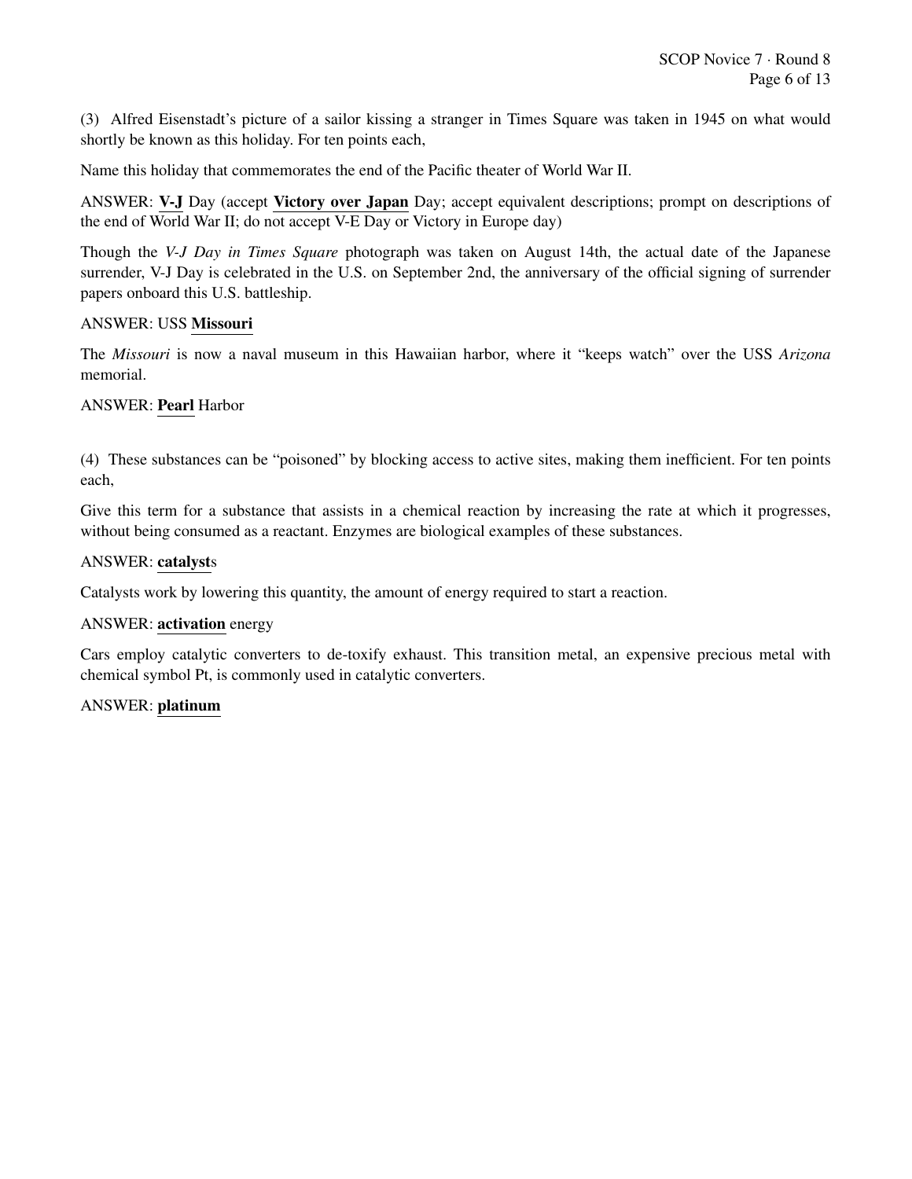(3) Alfred Eisenstadt's picture of a sailor kissing a stranger in Times Square was taken in 1945 on what would shortly be known as this holiday. For ten points each,

Name this holiday that commemorates the end of the Pacific theater of World War II.

ANSWER: **V-J** Day (accept **Victory over Japan** Day; accept equivalent descriptions; prompt on descriptions of the end of World War II; do not accept V-E Day or Victory in Europe day)

Though the *V-J Day in Times Square* photograph was taken on August 14th, the actual date of the Japanese surrender, V-J Day is celebrated in the U.S. on September 2nd, the anniversary of the official signing of surrender papers onboard this U.S. battleship.

ANSWER: USS **Missouri**

The *Missouri* is now a naval museum in this Hawaiian harbor, where it "keeps watch" over the USS *Arizona* memorial.

ANSWER: **Pearl** Harbor

(4) These substances can be "poisoned" by blocking access to active sites, making them inefficient. For ten points each,

Give this term for a substance that assists in a chemical reaction by increasing the rate at which it progresses, without being consumed as a reactant. Enzymes are biological examples of these substances.

ANSWER: **catalyst**s

Catalysts work by lowering this quantity, the amount of energy required to start a reaction.

ANSWER: **activation** energy

Cars employ catalytic converters to de-toxify exhaust. This transition metal, an expensive precious metal with chemical symbol Pt, is commonly used in catalytic converters.

ANSWER: **platinum**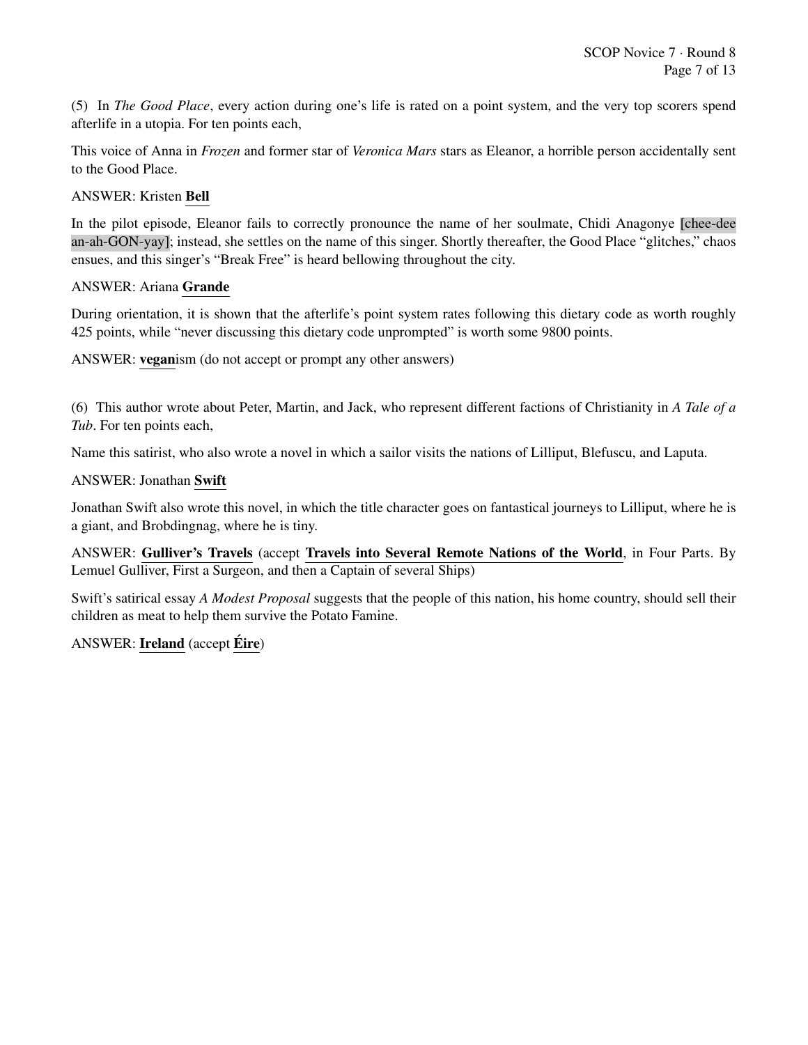(5) In *The Good Place*, every action during one's life is rated on a point system, and the very top scorers spend afterlife in a utopia. For ten points each,

This voice of Anna in *Frozen* and former star of *Veronica Mars* stars as Eleanor, a horrible person accidentally sent to the Good Place.

ANSWER: Kristen **Bell**

In the pilot episode, Eleanor fails to correctly pronounce the name of her soulmate, Chidi Anagonye [chee-dee an-ah-GON-yay]; instead, she settles on the name of this singer. Shortly thereafter, the Good Place "glitches," chaos ensues, and this singer's "Break Free" is heard bellowing throughout the city.

ANSWER: Ariana **Grande**

During orientation, it is shown that the afterlife's point system rates following this dietary code as worth roughly 425 points, while "never discussing this dietary code unprompted" is worth some 9800 points.

ANSWER: **vegan**ism (do not accept or prompt any other answers)

(6) This author wrote about Peter, Martin, and Jack, who represent different factions of Christianity in *A Tale of a Tub*. For ten points each,

Name this satirist, who also wrote a novel in which a sailor visits the nations of Lilliput, Blefuscu, and Laputa.

ANSWER: Jonathan **Swift**

Jonathan Swift also wrote this novel, in which the title character goes on fantastical journeys to Lilliput, where he is a giant, and Brobdingnag, where he is tiny.

ANSWER: **Gulliver's Travels** (accept **Travels into Several Remote Nations of the World**, in Four Parts. By Lemuel Gulliver, First a Surgeon, and then a Captain of several Ships)

Swift's satirical essay *A Modest Proposal* suggests that the people of this nation, his home country, should sell their children as meat to help them survive the Potato Famine.

ANSWER: **Ireland** (accept **Éire**)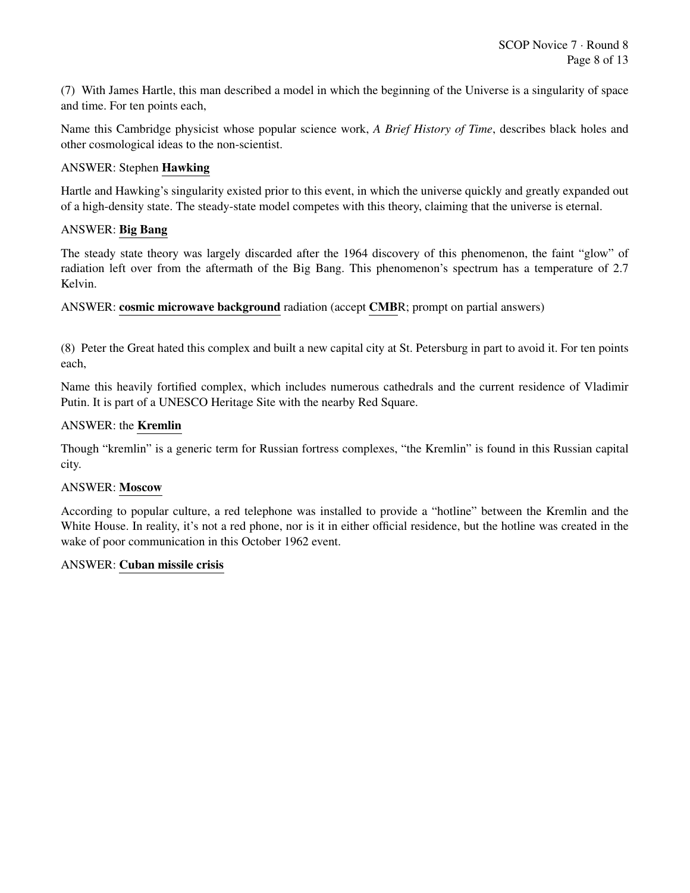(7) With James Hartle, this man described a model in which the beginning of the Universe is a singularity of space and time. For ten points each,

Name this Cambridge physicist whose popular science work, *A Brief History of Time*, describes black holes and other cosmological ideas to the non-scientist.

ANSWER: Stephen **Hawking**

Hartle and Hawking's singularity existed prior to this event, in which the universe quickly and greatly expanded out of a high-density state. The steady-state model competes with this theory, claiming that the universe is eternal.

ANSWER: **Big Bang**

The steady state theory was largely discarded after the 1964 discovery of this phenomenon, the faint "glow" of radiation left over from the aftermath of the Big Bang. This phenomenon's spectrum has a temperature of 2.7 Kelvin.

ANSWER: **cosmic microwave background** radiation (accept **CMB**R; prompt on partial answers)

(8) Peter the Great hated this complex and built a new capital city at St. Petersburg in part to avoid it. For ten points each,

Name this heavily fortified complex, which includes numerous cathedrals and the current residence of Vladimir Putin. It is part of a UNESCO Heritage Site with the nearby Red Square.

ANSWER: the **Kremlin**

Though "kremlin" is a generic term for Russian fortress complexes, "the Kremlin" is found in this Russian capital city.

ANSWER: **Moscow**

According to popular culture, a red telephone was installed to provide a "hotline" between the Kremlin and the White House. In reality, it's not a red phone, nor is it in either official residence, but the hotline was created in the wake of poor communication in this October 1962 event.

ANSWER: **Cuban missile crisis**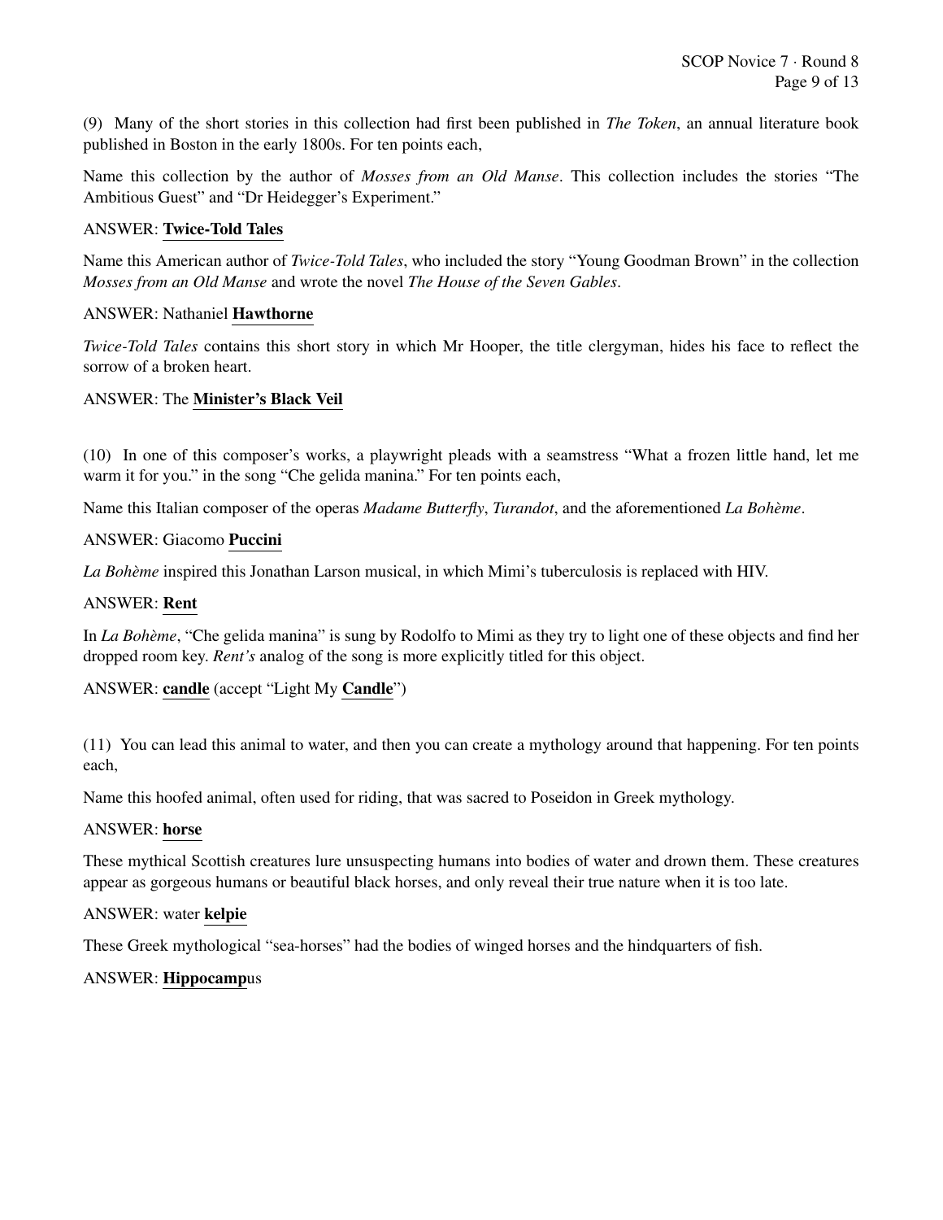(9) Many of the short stories in this collection had first been published in *The Token*, an annual literature book published in Boston in the early 1800s. For ten points each,

Name this collection by the author of *Mosses from an Old Manse*. This collection includes the stories "The Ambitious Guest" and "Dr Heidegger's Experiment."

ANSWER: **Twice-Told Tales**

Name this American author of *Twice-Told Tales*, who included the story "Young Goodman Brown" in the collection *Mosses from an Old Manse* and wrote the novel *The House of the Seven Gables*.

ANSWER: Nathaniel **Hawthorne**

*Twice-Told Tales* contains this short story in which Mr Hooper, the title clergyman, hides his face to reflect the sorrow of a broken heart.

ANSWER: The **Minister's Black Veil**

(10) In one of this composer's works, a playwright pleads with a seamstress "What a frozen little hand, let me warm it for you." in the song "Che gelida manina." For ten points each,

Name this Italian composer of the operas *Madame Butterfly*, *Turandot*, and the aforementioned *La Bohème*.

ANSWER: Giacomo **Puccini**

*La Bohème* inspired this Jonathan Larson musical, in which Mimi's tuberculosis is replaced with HIV.

ANSWER: **Rent**

In *La Bohème*, "Che gelida manina" is sung by Rodolfo to Mimi as they try to light one of these objects and find her dropped room key. *Rent's* analog of the song is more explicitly titled for this object.

ANSWER: **candle** (accept "Light My **Candle**")

(11) You can lead this animal to water, and then you can create a mythology around that happening. For ten points each,

Name this hoofed animal, often used for riding, that was sacred to Poseidon in Greek mythology.

ANSWER: **horse**

These mythical Scottish creatures lure unsuspecting humans into bodies of water and drown them. These creatures appear as gorgeous humans or beautiful black horses, and only reveal their true nature when it is too late.

ANSWER: water **kelpie**

These Greek mythological "sea-horses" had the bodies of winged horses and the hindquarters of fish.

ANSWER: **Hippocamp**us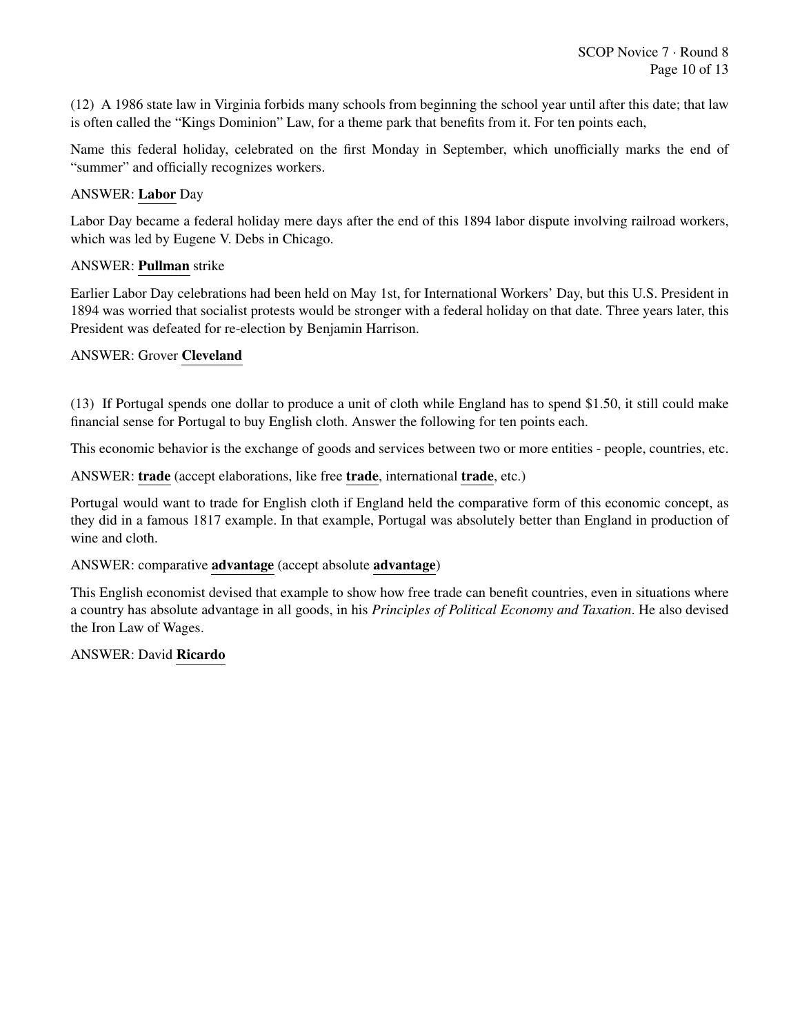(12) A 1986 state law in Virginia forbids many schools from beginning the school year until after this date; that law is often called the "Kings Dominion" Law, for a theme park that benefits from it. For ten points each,

Name this federal holiday, celebrated on the first Monday in September, which unofficially marks the end of "summer" and officially recognizes workers.

ANSWER: **Labor** Day

Labor Day became a federal holiday mere days after the end of this 1894 labor dispute involving railroad workers, which was led by Eugene V. Debs in Chicago.

ANSWER: **Pullman** strike

Earlier Labor Day celebrations had been held on May 1st, for International Workers' Day, but this U.S. President in 1894 was worried that socialist protests would be stronger with a federal holiday on that date. Three years later, this President was defeated for re-election by Benjamin Harrison.

ANSWER: Grover **Cleveland**

(13) If Portugal spends one dollar to produce a unit of cloth while England has to spend $1.50, it still could make financial sense for Portugal to buy English cloth. Answer the following for ten points each.

This economic behavior is the exchange of goods and services between two or more entities - people, countries, etc.

ANSWER: **trade** (accept elaborations, like free **trade**, international **trade**, etc.)

Portugal would want to trade for English cloth if England held the comparative form of this economic concept, as they did in a famous 1817 example. In that example, Portugal was absolutely better than England in production of wine and cloth.

ANSWER: comparative **advantage** (accept absolute **advantage**)

This English economist devised that example to show how free trade can benefit countries, even in situations where a country has absolute advantage in all goods, in his *Principles of Political Economy and Taxation*. He also devised the Iron Law of Wages.

ANSWER: David **Ricardo**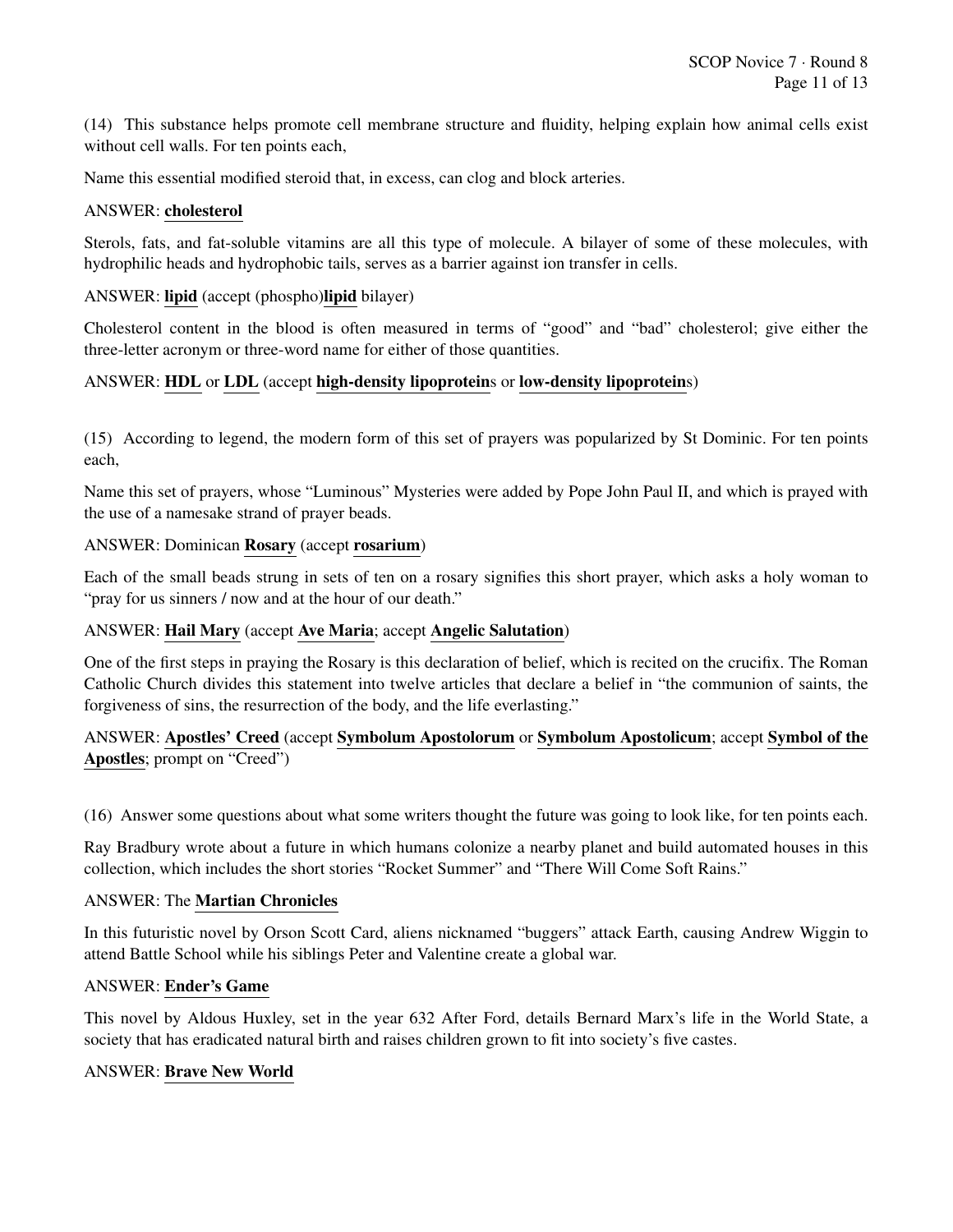(14) This substance helps promote cell membrane structure and fluidity, helping explain how animal cells exist without cell walls. For ten points each,

Name this essential modified steroid that, in excess, can clog and block arteries.

ANSWER: **cholesterol**

Sterols, fats, and fat-soluble vitamins are all this type of molecule. A bilayer of some of these molecules, with hydrophilic heads and hydrophobic tails, serves as a barrier against ion transfer in cells.

ANSWER: **lipid** (accept (phospho)**lipid** bilayer)

Cholesterol content in the blood is often measured in terms of "good" and "bad" cholesterol; give either the three-letter acronym or three-word name for either of those quantities.

ANSWER: **HDL** or **LDL** (accept **high-density lipoprotein**s or **low-density lipoprotein**s)

(15) According to legend, the modern form of this set of prayers was popularized by St Dominic. For ten points each,

Name this set of prayers, whose "Luminous" Mysteries were added by Pope John Paul II, and which is prayed with the use of a namesake strand of prayer beads.

ANSWER: Dominican **Rosary** (accept **rosarium**)

Each of the small beads strung in sets of ten on a rosary signifies this short prayer, which asks a holy woman to "pray for us sinners / now and at the hour of our death."

ANSWER: **Hail Mary** (accept **Ave Maria**; accept **Angelic Salutation**)

One of the first steps in praying the Rosary is this declaration of belief, which is recited on the crucifix. The Roman Catholic Church divides this statement into twelve articles that declare a belief in "the communion of saints, the forgiveness of sins, the resurrection of the body, and the life everlasting."

ANSWER: **Apostles' Creed** (accept **Symbolum Apostolorum** or **Symbolum Apostolicum**; accept **Symbol of the Apostles**; prompt on "Creed")

(16) Answer some questions about what some writers thought the future was going to look like, for ten points each.

Ray Bradbury wrote about a future in which humans colonize a nearby planet and build automated houses in this collection, which includes the short stories "Rocket Summer" and "There Will Come Soft Rains."

ANSWER: The **Martian Chronicles**

In this futuristic novel by Orson Scott Card, aliens nicknamed "buggers" attack Earth, causing Andrew Wiggin to attend Battle School while his siblings Peter and Valentine create a global war.

ANSWER: **Ender's Game**

This novel by Aldous Huxley, set in the year 632 After Ford, details Bernard Marx's life in the World State, a society that has eradicated natural birth and raises children grown to fit into society's five castes.

ANSWER: **Brave New World**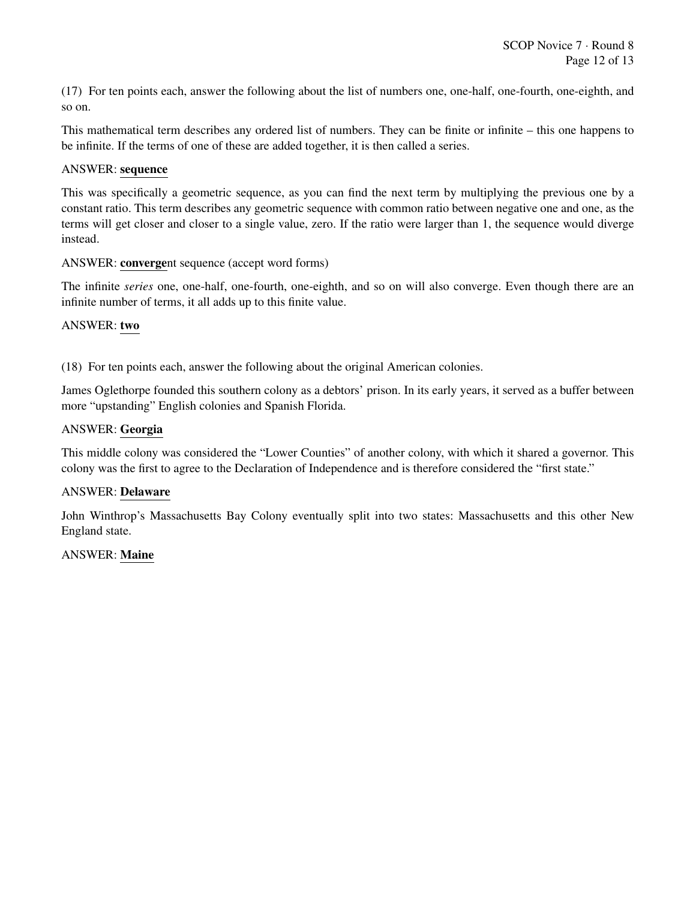(17) For ten points each, answer the following about the list of numbers one, one-half, one-fourth, one-eighth, and so on.

This mathematical term describes any ordered list of numbers. They can be finite or infinite – this one happens to be infinite. If the terms of one of these are added together, it is then called a series.

ANSWER: **sequence**

This was specifically a geometric sequence, as you can find the next term by multiplying the previous one by a constant ratio. This term describes any geometric sequence with common ratio between negative one and one, as the terms will get closer and closer to a single value, zero. If the ratio were larger than 1, the sequence would diverge instead.

ANSWER: **converge**nt sequence (accept word forms)

The infinite *series* one, one-half, one-fourth, one-eighth, and so on will also converge. Even though there are an infinite number of terms, it all adds up to this finite value.

ANSWER: **two**

(18) For ten points each, answer the following about the original American colonies.

James Oglethorpe founded this southern colony as a debtors' prison. In its early years, it served as a buffer between more "upstanding" English colonies and Spanish Florida.

ANSWER: **Georgia**

This middle colony was considered the "Lower Counties" of another colony, with which it shared a governor. This colony was the first to agree to the Declaration of Independence and is therefore considered the "first state."

ANSWER: **Delaware**

John Winthrop's Massachusetts Bay Colony eventually split into two states: Massachusetts and this other New England state.

ANSWER: **Maine**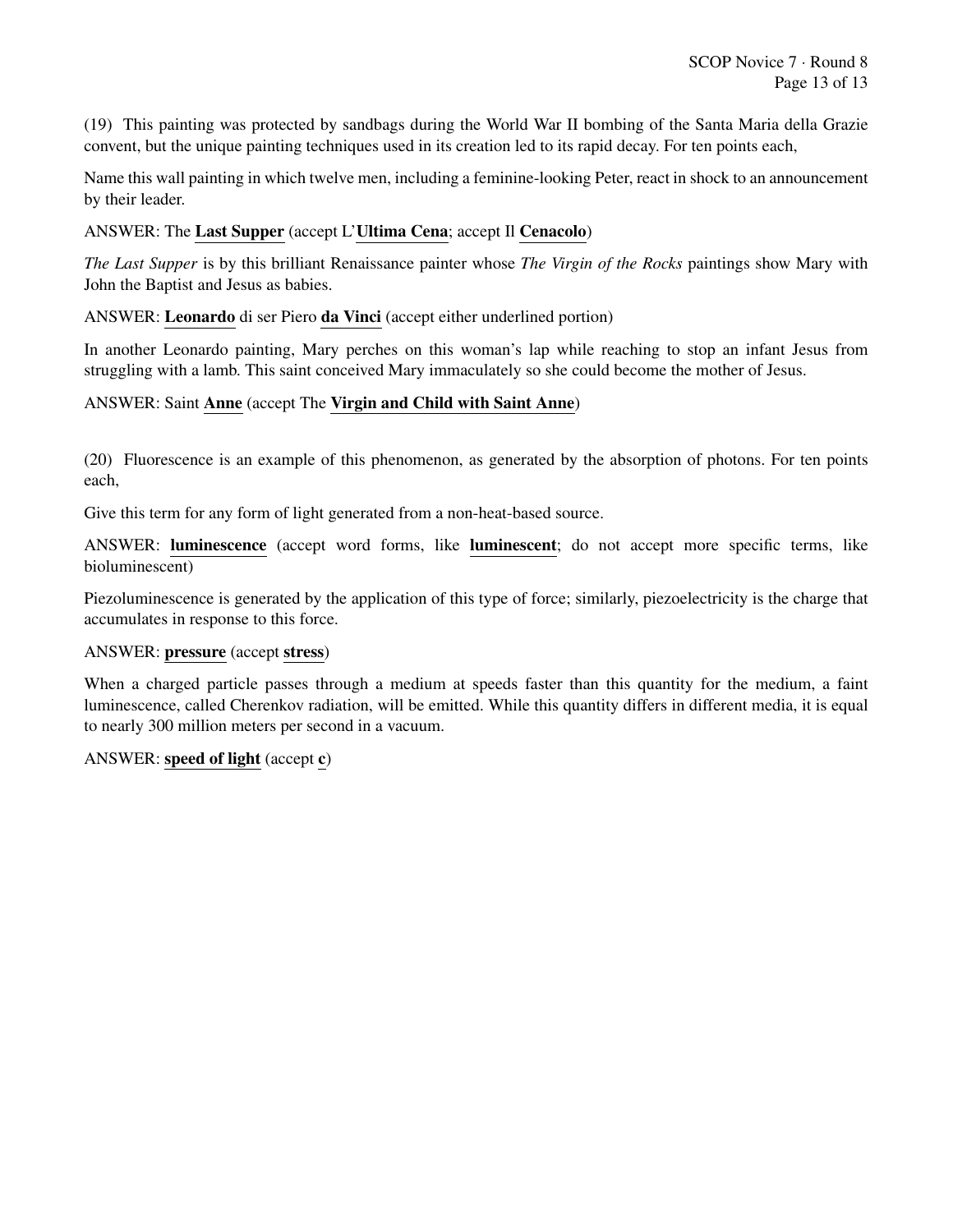(19) This painting was protected by sandbags during the World War II bombing of the Santa Maria della Grazie convent, but the unique painting techniques used in its creation led to its rapid decay. For ten points each,

Name this wall painting in which twelve men, including a feminine-looking Peter, react in shock to an announcement by their leader.

ANSWER: The **Last Supper** (accept L'**Ultima Cena**; accept Il **Cenacolo**)

*The Last Supper* is by this brilliant Renaissance painter whose *The Virgin of the Rocks* paintings show Mary with John the Baptist and Jesus as babies.

ANSWER: **Leonardo** di ser Piero **da Vinci** (accept either underlined portion)

In another Leonardo painting, Mary perches on this woman's lap while reaching to stop an infant Jesus from struggling with a lamb. This saint conceived Mary immaculately so she could become the mother of Jesus.

ANSWER: Saint **Anne** (accept The **Virgin and Child with Saint Anne**)

(20) Fluorescence is an example of this phenomenon, as generated by the absorption of photons. For ten points each,

Give this term for any form of light generated from a non-heat-based source.

ANSWER: **luminescence** (accept word forms, like **luminescent**; do not accept more specific terms, like bioluminescent)

Piezoluminescence is generated by the application of this type of force; similarly, piezoelectricity is the charge that accumulates in response to this force.

ANSWER: **pressure** (accept **stress**)

When a charged particle passes through a medium at speeds faster than this quantity for the medium, a faint luminescence, called Cherenkov radiation, will be emitted. While this quantity differs in different media, it is equal to nearly 300 million meters per second in a vacuum.

ANSWER: **speed of light** (accept **c**)